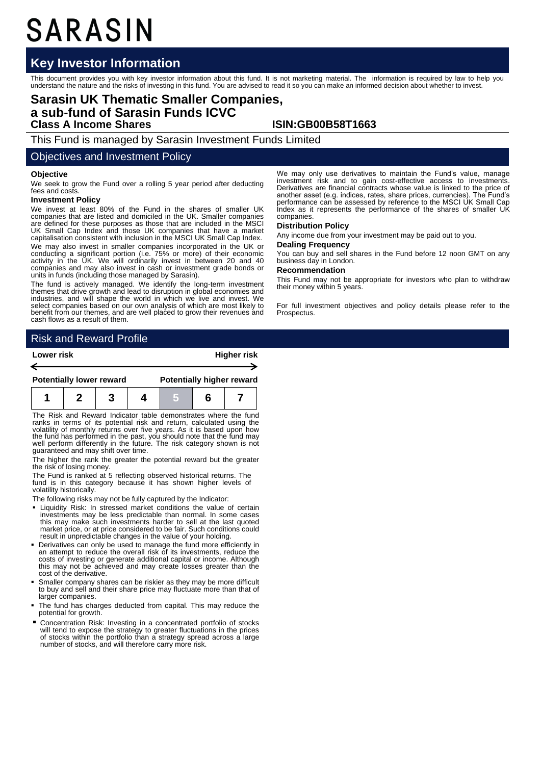# SARASIN

## Key Investor Information

This document provides you with key investor information about this fund. It is not marketing material. The information is required by law to help you understand the nature and the risks of investing in this fund. You are advised to read it so you can make an informed decision about whether to invest.

# Sarasin UK Thematic Smaller Companies, a sub-fund of Sarasin Funds ICVC

**Class A Income Shares** **ISIN:GB00B58T1663**

This Fund is managed by Sarasin Investment Funds Limited

## Objectives and Investment Policy

### Objective

We seek to grow the Fund over a rolling 5 year period after deducting fees and costs.

### Investment Policy

We invest at least 80% of the Fund in the shares of smaller UK companies that are listed and domiciled in the UK. Smaller companies are defined for these purposes as those that are included in the MSCI UK Small Cap Index and those UK companies that have a market capitalisation consistent with inclusion in the MSCI UK Small Cap Index.

We may also invest in smaller companies incorporated in the UK or conducting a significant portion (i.e. 75% or more) of their economic activity in the UK. We will ordinarily invest in between 20 and 40 companies and may also invest in cash or investment grade bonds or units in funds (including those managed by Sarasin).

The fund is actively managed. We identify the long-term investment themes that drive growth and lead to disruption in global economies and industries, and will shape the world in which we live and invest. We select companies based on our own analysis of which are most likely to benefit from our themes, and are well placed to grow their revenues and cash flows as a result of them.

We may only use derivatives to maintain the Fund's value, manage investment risk and to gain cost-effective access to investments. Derivatives are financial contracts whose value is linked to the price of another asset (e.g. indices, rates, share prices, currencies). The Fund's performance can be assessed by reference to the MSCI UK Small Cap Index as it represents the performance of the shares of smaller UK companies.

### Distribution Policy

Any income due from your investment may be paid out to you.

### Dealing Frequency

You can buy and sell shares in the Fund before 12 noon GMT on any business day in London.

### Recommendation

This Fund may not be appropriate for investors who plan to withdraw their money within 5 years.

For full investment objectives and policy details please refer to the Prospectus.

## Risk and Reward Profile

| Lower risk | | | | | | Higher risk |
|---|---|---|---|---|---|---|
| Potentially lower reward | | | | | | Potentially higher reward |
| 1 | 2 | 3 | 4 | **5** | 6 | 7 |

The Risk and Reward Indicator table demonstrates where the fund ranks in terms of its potential risk and return, calculated using the volatility of monthly returns over five years. As it is based upon how the fund has performed in the past, you should note that the fund may well perform differently in the future. The risk category shown is not guaranteed and may shift over time.

The higher the rank the greater the potential reward but the greater the risk of losing money.

The Fund is ranked at 5 reflecting observed historical returns. The fund is in this category because it has shown higher levels of volatility historically.

The following risks may not be fully captured by the Indicator:

- Liquidity Risk: In stressed market conditions the value of certain investments may be less predictable than normal. In some cases this may make such investments harder to sell at the last quoted market price, or at price considered to be fair. Such conditions could result in unpredictable changes in the value of your holding.
- Derivatives can only be used to manage the fund more efficiently in an attempt to reduce the overall risk of its investments, reduce the costs of investing or generate additional capital or income. Although this may not be achieved and may create losses greater than the cost of the derivative.
- Smaller company shares can be riskier as they may be more difficult to buy and sell and their share price may fluctuate more than that of larger companies.
- The fund has charges deducted from capital. This may reduce the potential for growth.
- Concentration Risk: Investing in a concentrated portfolio of stocks will tend to expose the strategy to greater fluctuations in the prices of stocks within the portfolio than a strategy spread across a large number of stocks, and will therefore carry more risk.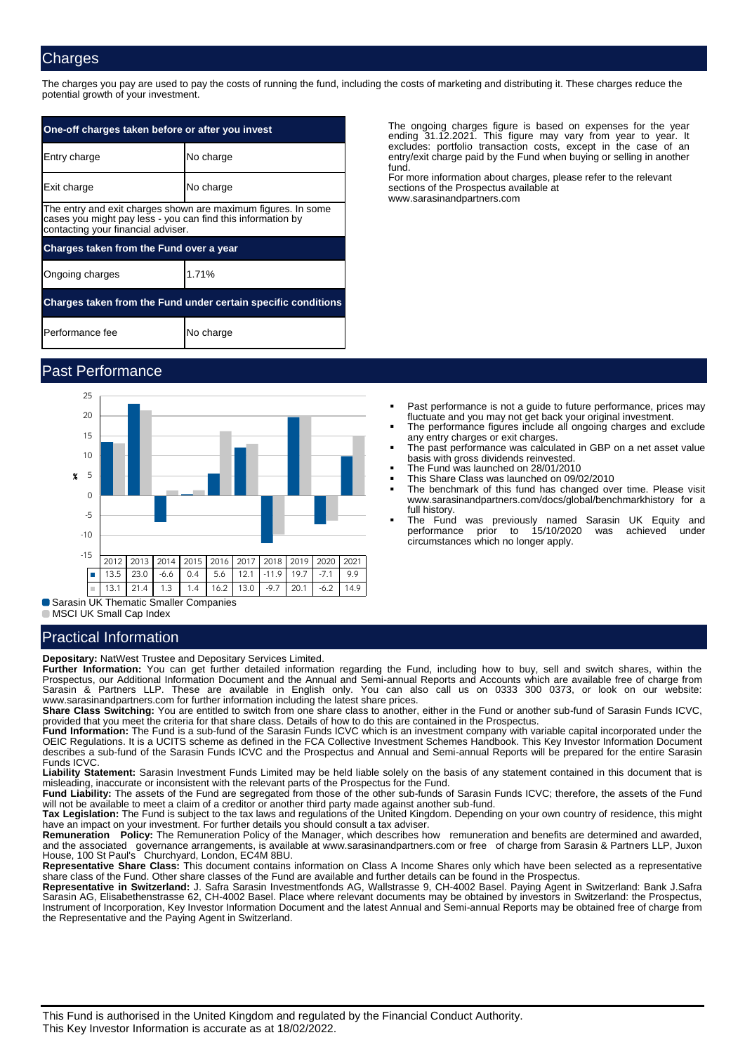## Charges

The charges you pay are used to pay the costs of running the fund, including the costs of marketing and distributing it. These charges reduce the potential growth of your investment.

| One-off charges taken before or after you invest | |
|---|---|
| Entry charge | No charge |
| Exit charge | No charge |
| The entry and exit charges shown are maximum figures. In some cases you might pay less - you can find this information by contacting your financial adviser. | |
| **Charges taken from the Fund over a year** | |
| Ongoing charges | 1.71% |
| **Charges taken from the Fund under certain specific conditions** | |
| Performance fee | No charge |

The ongoing charges figure is based on expenses for the year ending 31.12.2021. This figure may vary from year to year. It excludes: portfolio transaction costs, except in the case of an entry/exit charge paid by the Fund when buying or selling in another fund.

For more information about charges, please refer to the relevant sections of the Prospectus available at www.sarasinandpartners.com

## Past Performance

%

25
20
15
10
5
0
-5
-10
-15

2012 2013 2014 2015 2016 2017 2018 2019 2020 2021

13.5 23.0 -6.6 0.4 5.6 12.1 -11.9 19.7 -7.1 9.9

13.1 21.4 1.3 1.4 16.2 13.0 -9.7 20.1 -6.2 14.9

Sarasin UK Thematic Smaller Companies

MSCI UK Small Cap Index

- Past performance is not a guide to future performance, prices may fluctuate and you may not get back your original investment.
- The performance figures include all ongoing charges and exclude any entry charges or exit charges.
- The past performance was calculated in GBP on a net asset value basis with gross dividends reinvested.
- The Fund was launched on 28/01/2010
- This Share Class was launched on 09/02/2010
- The benchmark of this fund has changed over time. Please visit www.sarasinandpartners.com/docs/global/benchmarkhistory for a full history.
- The Fund was previously named Sarasin UK Equity and performance prior to 15/10/2020 was achieved under circumstances which no longer apply.

## Practical Information

**Depositary:** NatWest Trustee and Depositary Services Limited.

**Further Information:** You can get further detailed information regarding the Fund, including how to buy, sell and switch shares, within the Prospectus, our Additional Information Document and the Annual and Semi-annual Reports and Accounts which are available free of charge from Sarasin & Partners LLP. These are available in English only. You can also call us on 0333 300 0373, or look on our website: www.sarasinandpartners.com for further information including the latest share prices.

**Share Class Switching:** You are entitled to switch from one share class to another, either in the Fund or another sub-fund of Sarasin Funds ICVC, provided that you meet the criteria for that share class. Details of how to do this are contained in the Prospectus.

**Fund Information:** The Fund is a sub-fund of the Sarasin Funds ICVC which is an investment company with variable capital incorporated under the OEIC Regulations. It is a UCITS scheme as defined in the FCA Collective Investment Schemes Handbook. This Key Investor Information Document describes a sub-fund of the Sarasin Funds ICVC and the Prospectus and Annual and Semi-annual Reports will be prepared for the entire Sarasin Funds ICVC.

**Liability Statement:** Sarasin Investment Funds Limited may be held liable solely on the basis of any statement contained in this document that is misleading, inaccurate or inconsistent with the relevant parts of the Prospectus for the Fund.

**Fund Liability:** The assets of the Fund are segregated from those of the other sub-funds of Sarasin Funds ICVC; therefore, the assets of the Fund will not be available to meet a claim of a creditor or another third party made against another sub-fund.

**Tax Legislation:** The Fund is subject to the tax laws and regulations of the United Kingdom. Depending on your own country of residence, this might have an impact on your investment. For further details you should consult a tax adviser.

**Remuneration Policy:** The Remuneration Policy of the Manager, which describes how remuneration and benefits are determined and awarded, and the associated governance arrangements, is available at www.sarasinandpartners.com or free of charge from Sarasin & Partners LLP, Juxon House, 100 St Paul's Churchyard, London, EC4M 8BU.

**Representative Share Class:** This document contains information on Class A Income Shares only which have been selected as a representative share class of the Fund. Other share classes of the Fund are available and further details can be found in the Prospectus.

**Representative in Switzerland:** J. Safra Sarasin Investmentfonds AG, Wallstrasse 9, CH-4002 Basel. Paying Agent in Switzerland: Bank J.Safra Sarasin AG, Elisabethenstrasse 62, CH-4002 Basel. Place where relevant documents may be obtained by investors in Switzerland: the Prospectus, Instrument of Incorporation, Key Investor Information Document and the latest Annual and Semi-annual Reports may be obtained free of charge from the Representative and the Paying Agent in Switzerland.

This Fund is authorised in the United Kingdom and regulated by the Financial Conduct Authority.
This Key Investor Information is accurate as at 18/02/2022.